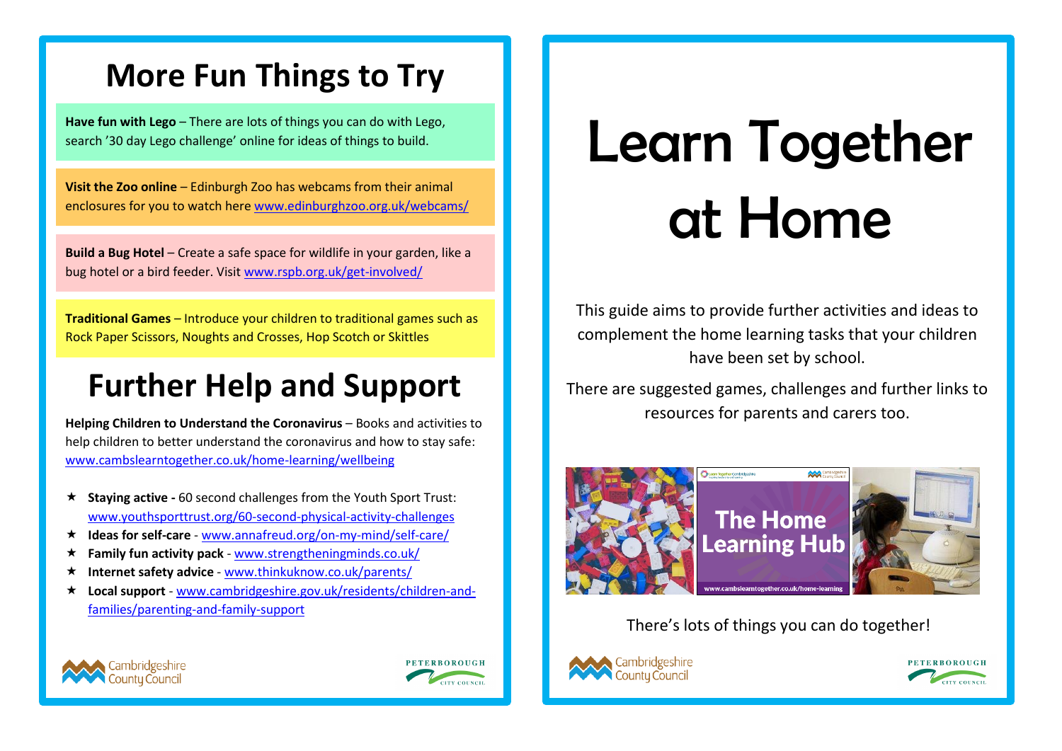# More Fun Things to Try

**Have fun with Lego** – There are lots of things you can do with Lego, search '30 day Lego challenge' online for ideas of things to build.

**Visit the Zoo online** – Edinburgh Zoo has webcams from their animal enclosures for you to watch here www.edinburghzoo.org.uk/webcams/

**Build a Bug Hotel** – Create a safe space for wildlife in your garden, like a bug hotel or a bird feeder. Visit www.rspb.org.uk/get-involved/

**Traditional Games** – Introduce your children to traditional games such as Rock Paper Scissors, Noughts and Crosses, Hop Scotch or Skittles

# Further Help and Support

**Helping Children to Understand the Coronavirus** – Books and activities to help children to better understand the coronavirus and how to stay safe: www.cambslearntogether.co.uk/home-learning/wellbeing

- **Staying active -** 60 second challenges from the Youth Sport Trust: www.youthsporttrust.org/60-second-physical-activity-challenges
- **Ideas for self-care** - www.annafreud.org/on-my-mind/self-care/
- **Family fun activity pack** - www.strengtheningminds.co.uk/
- **Internet safety advice** - www.thinkuknow.co.uk/parents/
- **Local support** - www.cambridgeshire.gov.uk/residents/children-and-families/parenting-and-family-support

Cambridgeshire County Council

Peterborough City Council

# Learn Together at Home

This guide aims to provide further activities and ideas to complement the home learning tasks that your children have been set by school.

There are suggested games, challenges and further links to resources for parents and carers too.

There's lots of things you can do together!

Cambridgeshire County Council

Peterborough City Council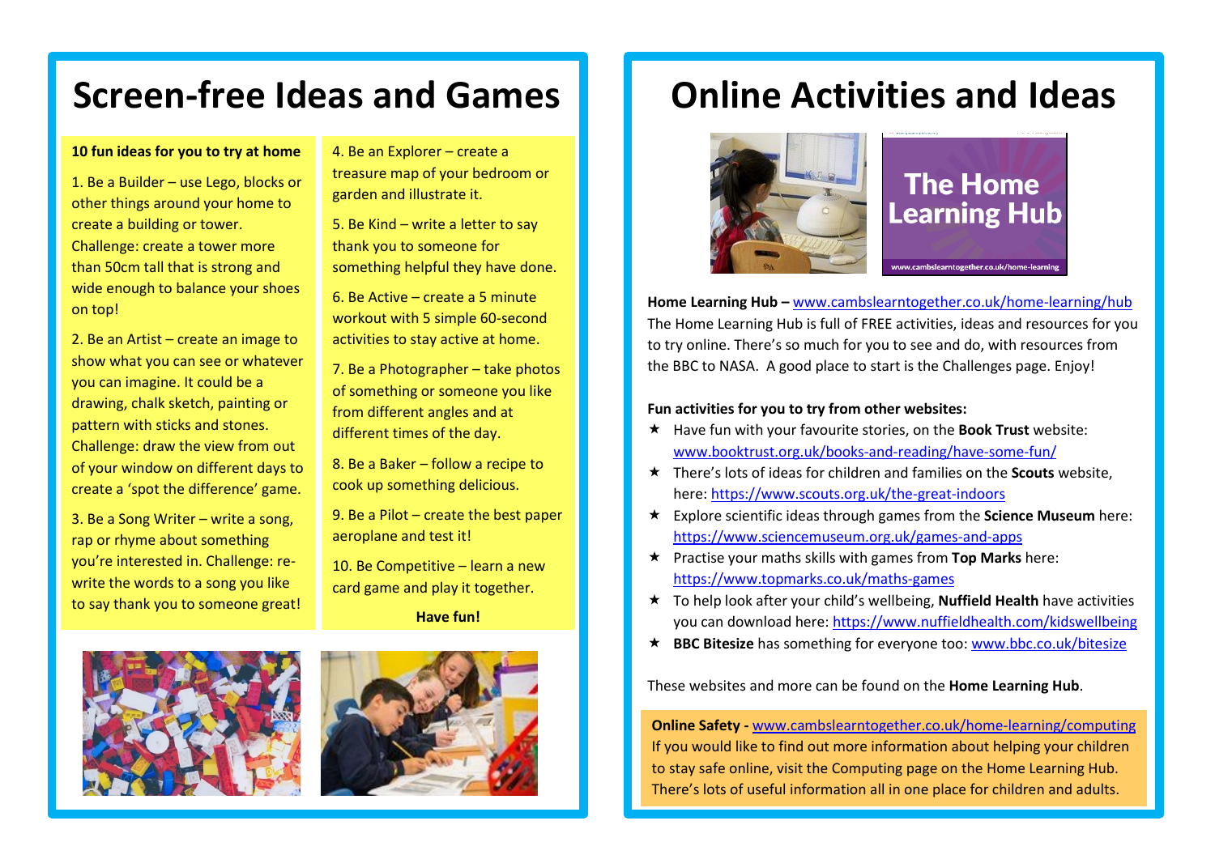# Screen-free Ideas and Games

**10 fun ideas for you to try at home**

1. Be a Builder – use Lego, blocks or other things around your home to create a building or tower. Challenge: create a tower more than 50cm tall that is strong and wide enough to balance your shoes on top!

2. Be an Artist – create an image to show what you can see or whatever you can imagine. It could be a drawing, chalk sketch, painting or pattern with sticks and stones. Challenge: draw the view from out of your window on different days to create a 'spot the difference' game.

3. Be a Song Writer – write a song, rap or rhyme about something you're interested in. Challenge: re-write the words to a song you like to say thank you to someone great!

4. Be an Explorer – create a treasure map of your bedroom or garden and illustrate it.

5. Be Kind – write a letter to say thank you to someone for something helpful they have done.

6. Be Active – create a 5 minute workout with 5 simple 60-second activities to stay active at home.

7. Be a Photographer – take photos of something or someone you like from different angles and at different times of the day.

8. Be a Baker – follow a recipe to cook up something delicious.

9. Be a Pilot – create the best paper aeroplane and test it!

10. Be Competitive – learn a new card game and play it together.

**Have fun!**

# Online Activities and Ideas

**Home Learning Hub –** www.cambslearntogether.co.uk/home-learning/hub
The Home Learning Hub is full of FREE activities, ideas and resources for you to try online. There's so much for you to see and do, with resources from the BBC to NASA. A good place to start is the Challenges page. Enjoy!

**Fun activities for you to try from other websites:**

- Have fun with your favourite stories, on the **Book Trust** website: www.booktrust.org.uk/books-and-reading/have-some-fun/
- There's lots of ideas for children and families on the **Scouts** website, here: https://www.scouts.org.uk/the-great-indoors
- Explore scientific ideas through games from the **Science Museum** here: https://www.sciencemuseum.org.uk/games-and-apps
- Practise your maths skills with games from **Top Marks** here: https://www.topmarks.co.uk/maths-games
- To help look after your child's wellbeing, **Nuffield Health** have activities you can download here: https://www.nuffieldhealth.com/kidswellbeing
- **BBC Bitesize** has something for everyone too: www.bbc.co.uk/bitesize

These websites and more can be found on the **Home Learning Hub**.

**Online Safety -** www.cambslearntogether.co.uk/home-learning/computing
If you would like to find out more information about helping your children to stay safe online, visit the Computing page on the Home Learning Hub. There's lots of useful information all in one place for children and adults.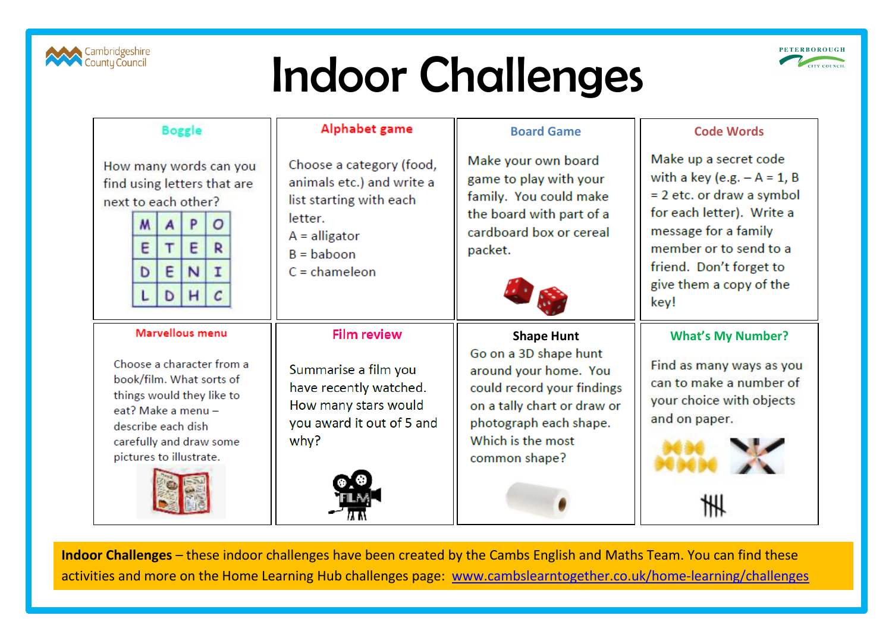# Indoor Challenges

Cambridgeshire County Council | Peterborough City Council

### Boggle

How many words can you find using letters that are next to each other?

| M | A | P | O |
|---|---|---|---|
| E | T | E | R |
| D | E | N | I |
| L | D | H | C |

### Alphabet game

Choose a category (food, animals etc.) and write a list starting with each letter.

A = alligator
B = baboon
C = chameleon

### Board Game

Make your own board game to play with your family. You could make the board with part of a cardboard box or cereal packet.

### Code Words

Make up a secret code with a key (e.g. – A = 1, B = 2 etc. or draw a symbol for each letter). Write a message for a family member or to send to a friend. Don't forget to give them a copy of the key!

### Marvellous menu

Choose a character from a book/film. What sorts of things would they like to eat? Make a menu – describe each dish carefully and draw some pictures to illustrate.

### Film review

Summarise a film you have recently watched. How many stars would you award it out of 5 and why?

### Shape Hunt

Go on a 3D shape hunt around your home. You could record your findings on a tally chart or draw or photograph each shape. Which is the most common shape?

### What's My Number?

Find as many ways as you can to make a number of your choice with objects and on paper.

**Indoor Challenges** – these indoor challenges have been created by the Cambs English and Maths Team. You can find these activities and more on the Home Learning Hub challenges page: [www.cambslearntogether.co.uk/home-learning/challenges](www.cambslearntogether.co.uk/home-learning/challenges)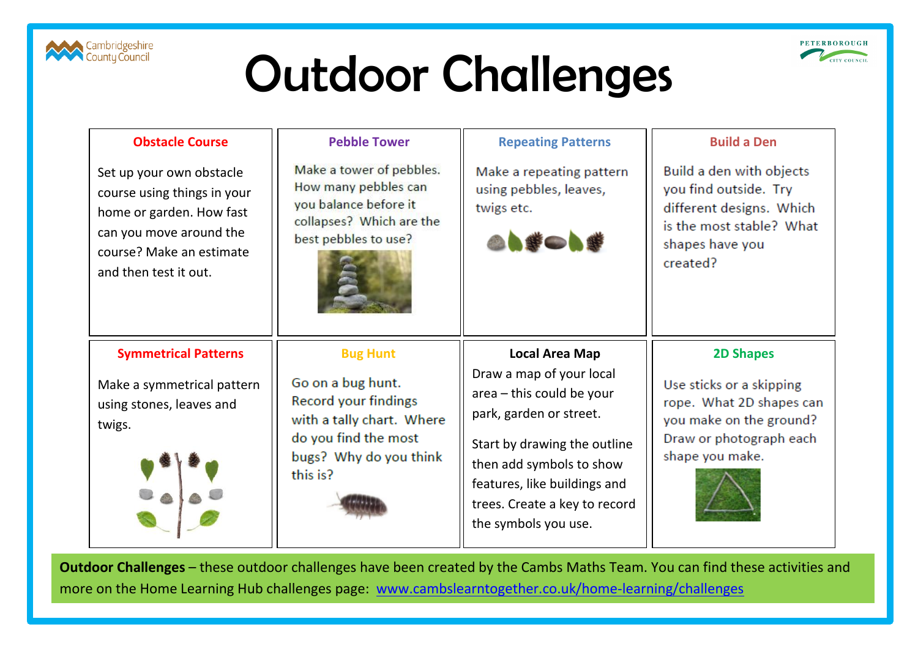# Outdoor Challenges

### Obstacle Course

Set up your own obstacle course using things in your home or garden. How fast can you move around the course? Make an estimate and then test it out.

### Pebble Tower

Make a tower of pebbles. How many pebbles can you balance before it collapses? Which are the best pebbles to use?

### Repeating Patterns

Make a repeating pattern using pebbles, leaves, twigs etc.

### Build a Den

Build a den with objects you find outside. Try different designs. Which is the most stable? What shapes have you created?

### Symmetrical Patterns

Make a symmetrical pattern using stones, leaves and twigs.

### Bug Hunt

Go on a bug hunt. Record your findings with a tally chart. Where do you find the most bugs? Why do you think this is?

### Local Area Map

Draw a map of your local area – this could be your park, garden or street.

Start by drawing the outline then add symbols to show features, like buildings and trees. Create a key to record the symbols you use.

### 2D Shapes

Use sticks or a skipping rope. What 2D shapes can you make on the ground? Draw or photograph each shape you make.

**Outdoor Challenges** – these outdoor challenges have been created by the Cambs Maths Team. You can find these activities and more on the Home Learning Hub challenges page: www.cambslearntogether.co.uk/home-learning/challenges